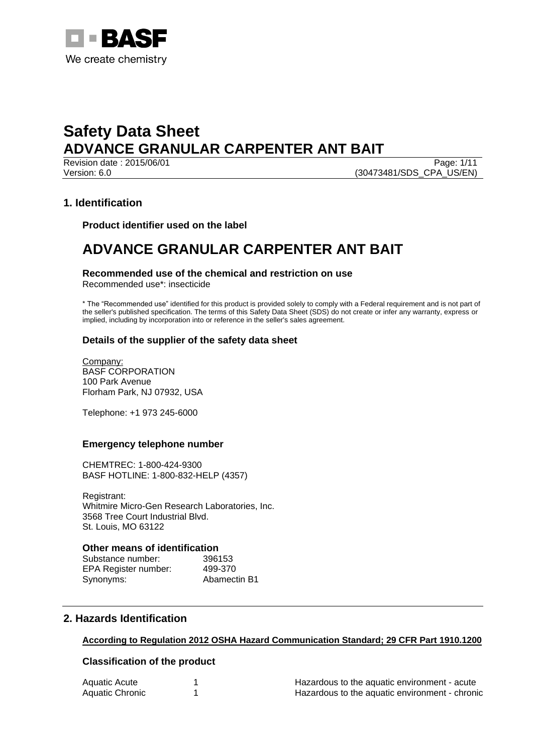BASF
We create chemistry

# Safety Data Sheet
# ADVANCE GRANULAR CARPENTER ANT BAIT

Revision date : 2015/06/01
Version: 6.0 (30473481/SDS_CPA_US/EN)

## 1. Identification

### Product identifier used on the label

# ADVANCE GRANULAR CARPENTER ANT BAIT

### Recommended use of the chemical and restriction on use

Recommended use*: insecticide

* The "Recommended use" identified for this product is provided solely to comply with a Federal requirement and is not part of the seller's published specification. The terms of this Safety Data Sheet (SDS) do not create or infer any warranty, express or implied, including by incorporation into or reference in the seller's sales agreement.

### Details of the supplier of the safety data sheet

Company:
BASF CORPORATION
100 Park Avenue
Florham Park, NJ 07932, USA

Telephone: +1 973 245-6000

### Emergency telephone number

CHEMTREC: 1-800-424-9300
BASF HOTLINE: 1-800-832-HELP (4357)

Registrant:
Whitmire Micro-Gen Research Laboratories, Inc.
3568 Tree Court Industrial Blvd.
St. Louis, MO 63122

### Other means of identification

| | |
|---|---|
| Substance number: | 396153 |
| EPA Register number: | 499-370 |
| Synonyms: | Abamectin B1 |

## 2. Hazards Identification

**According to Regulation 2012 OSHA Hazard Communication Standard; 29 CFR Part 1910.1200**

### Classification of the product

| | | |
|---|---|---|
| Aquatic Acute | 1 | Hazardous to the aquatic environment - acute |
| Aquatic Chronic | 1 | Hazardous to the aquatic environment - chronic |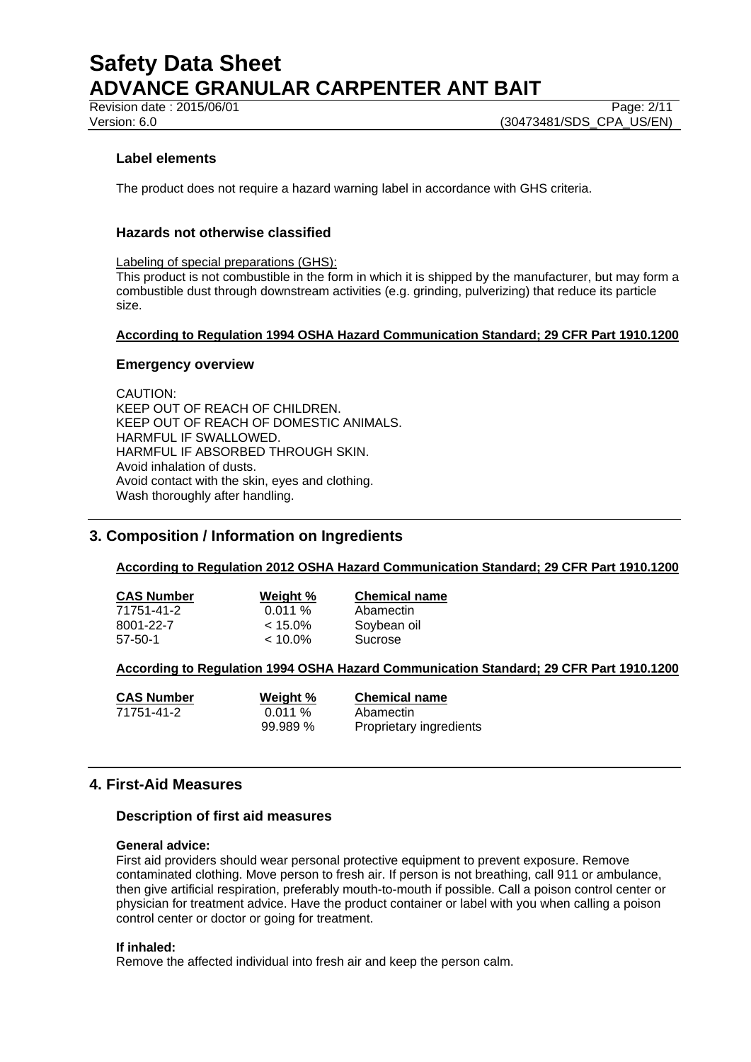### Label elements

The product does not require a hazard warning label in accordance with GHS criteria.

### Hazards not otherwise classified

Labeling of special preparations (GHS):
This product is not combustible in the form in which it is shipped by the manufacturer, but may form a combustible dust through downstream activities (e.g. grinding, pulverizing) that reduce its particle size.

**According to Regulation 1994 OSHA Hazard Communication Standard; 29 CFR Part 1910.1200**

### Emergency overview

CAUTION:
KEEP OUT OF REACH OF CHILDREN.
KEEP OUT OF REACH OF DOMESTIC ANIMALS.
HARMFUL IF SWALLOWED.
HARMFUL IF ABSORBED THROUGH SKIN.
Avoid inhalation of dusts.
Avoid contact with the skin, eyes and clothing.
Wash thoroughly after handling.

## 3. Composition / Information on Ingredients

**According to Regulation 2012 OSHA Hazard Communication Standard; 29 CFR Part 1910.1200**

| CAS Number | Weight % | Chemical name |
|---|---|---|
| 71751-41-2 | 0.011 % | Abamectin |
| 8001-22-7 | < 15.0% | Soybean oil |
| 57-50-1 | < 10.0% | Sucrose |

**According to Regulation 1994 OSHA Hazard Communication Standard; 29 CFR Part 1910.1200**

| CAS Number | Weight % | Chemical name |
|---|---|---|
| 71751-41-2 | 0.011 % | Abamectin |
| | 99.989 % | Proprietary ingredients |

## 4. First-Aid Measures

### Description of first aid measures

**General advice:**
First aid providers should wear personal protective equipment to prevent exposure. Remove contaminated clothing. Move person to fresh air. If person is not breathing, call 911 or ambulance, then give artificial respiration, preferably mouth-to-mouth if possible. Call a poison control center or physician for treatment advice. Have the product container or label with you when calling a poison control center or doctor or going for treatment.

**If inhaled:**
Remove the affected individual into fresh air and keep the person calm.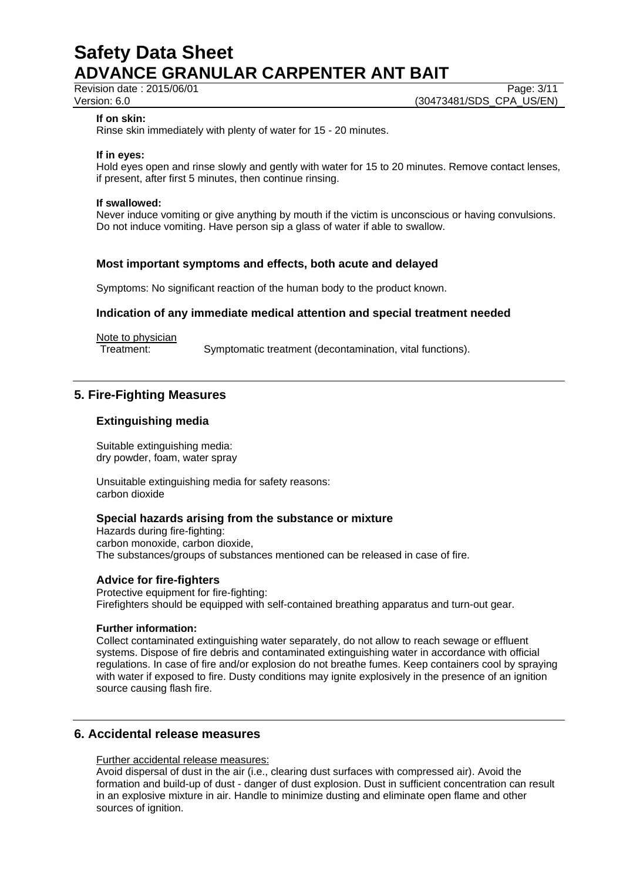**If on skin:**
Rinse skin immediately with plenty of water for 15 - 20 minutes.

**If in eyes:**
Hold eyes open and rinse slowly and gently with water for 15 to 20 minutes. Remove contact lenses, if present, after first 5 minutes, then continue rinsing.

**If swallowed:**
Never induce vomiting or give anything by mouth if the victim is unconscious or having convulsions. Do not induce vomiting. Have person sip a glass of water if able to swallow.

### Most important symptoms and effects, both acute and delayed

Symptoms: No significant reaction of the human body to the product known.

### Indication of any immediate medical attention and special treatment needed

Note to physician
Treatment: Symptomatic treatment (decontamination, vital functions).

## 5. Fire-Fighting Measures

### Extinguishing media

Suitable extinguishing media:
dry powder, foam, water spray

Unsuitable extinguishing media for safety reasons:
carbon dioxide

### Special hazards arising from the substance or mixture

Hazards during fire-fighting:
carbon monoxide, carbon dioxide,
The substances/groups of substances mentioned can be released in case of fire.

### Advice for fire-fighters

Protective equipment for fire-fighting:
Firefighters should be equipped with self-contained breathing apparatus and turn-out gear.

**Further information:**
Collect contaminated extinguishing water separately, do not allow to reach sewage or effluent systems. Dispose of fire debris and contaminated extinguishing water in accordance with official regulations. In case of fire and/or explosion do not breathe fumes. Keep containers cool by spraying with water if exposed to fire. Dusty conditions may ignite explosively in the presence of an ignition source causing flash fire.

## 6. Accidental release measures

Further accidental release measures:
Avoid dispersal of dust in the air (i.e., clearing dust surfaces with compressed air). Avoid the formation and build-up of dust - danger of dust explosion. Dust in sufficient concentration can result in an explosive mixture in air. Handle to minimize dusting and eliminate open flame and other sources of ignition.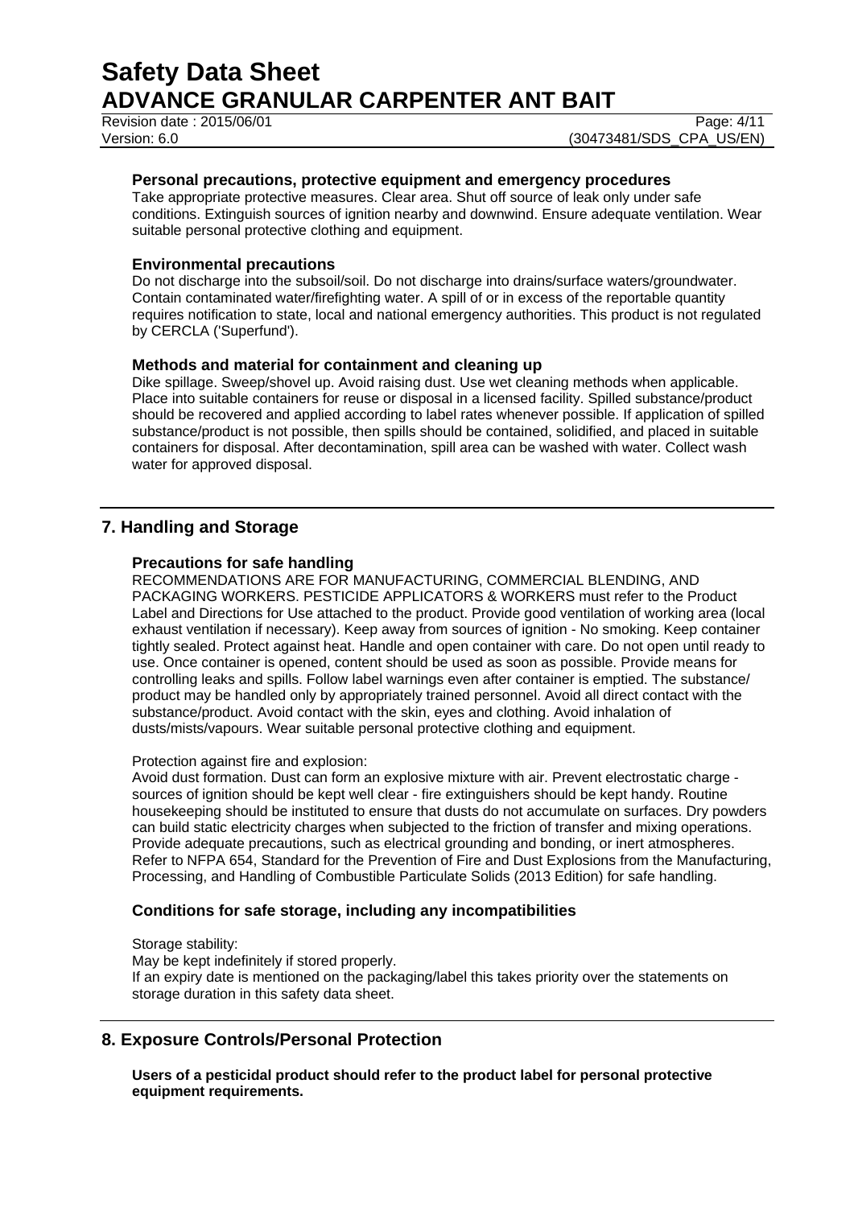### Personal precautions, protective equipment and emergency procedures

Take appropriate protective measures. Clear area. Shut off source of leak only under safe conditions. Extinguish sources of ignition nearby and downwind. Ensure adequate ventilation. Wear suitable personal protective clothing and equipment.

### Environmental precautions

Do not discharge into the subsoil/soil. Do not discharge into drains/surface waters/groundwater. Contain contaminated water/firefighting water. A spill of or in excess of the reportable quantity requires notification to state, local and national emergency authorities. This product is not regulated by CERCLA ('Superfund').

### Methods and material for containment and cleaning up

Dike spillage. Sweep/shovel up. Avoid raising dust. Use wet cleaning methods when applicable. Place into suitable containers for reuse or disposal in a licensed facility. Spilled substance/product should be recovered and applied according to label rates whenever possible. If application of spilled substance/product is not possible, then spills should be contained, solidified, and placed in suitable containers for disposal. After decontamination, spill area can be washed with water. Collect wash water for approved disposal.

## 7. Handling and Storage

### Precautions for safe handling

RECOMMENDATIONS ARE FOR MANUFACTURING, COMMERCIAL BLENDING, AND PACKAGING WORKERS. PESTICIDE APPLICATORS & WORKERS must refer to the Product Label and Directions for Use attached to the product. Provide good ventilation of working area (local exhaust ventilation if necessary). Keep away from sources of ignition - No smoking. Keep container tightly sealed. Protect against heat. Handle and open container with care. Do not open until ready to use. Once container is opened, content should be used as soon as possible. Provide means for controlling leaks and spills. Follow label warnings even after container is emptied. The substance/ product may be handled only by appropriately trained personnel. Avoid all direct contact with the substance/product. Avoid contact with the skin, eyes and clothing. Avoid inhalation of dusts/mists/vapours. Wear suitable personal protective clothing and equipment.

Protection against fire and explosion:

Avoid dust formation. Dust can form an explosive mixture with air. Prevent electrostatic charge - sources of ignition should be kept well clear - fire extinguishers should be kept handy. Routine housekeeping should be instituted to ensure that dusts do not accumulate on surfaces. Dry powders can build static electricity charges when subjected to the friction of transfer and mixing operations. Provide adequate precautions, such as electrical grounding and bonding, or inert atmospheres. Refer to NFPA 654, Standard for the Prevention of Fire and Dust Explosions from the Manufacturing, Processing, and Handling of Combustible Particulate Solids (2013 Edition) for safe handling.

### Conditions for safe storage, including any incompatibilities

Storage stability:

May be kept indefinitely if stored properly.

If an expiry date is mentioned on the packaging/label this takes priority over the statements on storage duration in this safety data sheet.

## 8. Exposure Controls/Personal Protection

**Users of a pesticidal product should refer to the product label for personal protective equipment requirements.**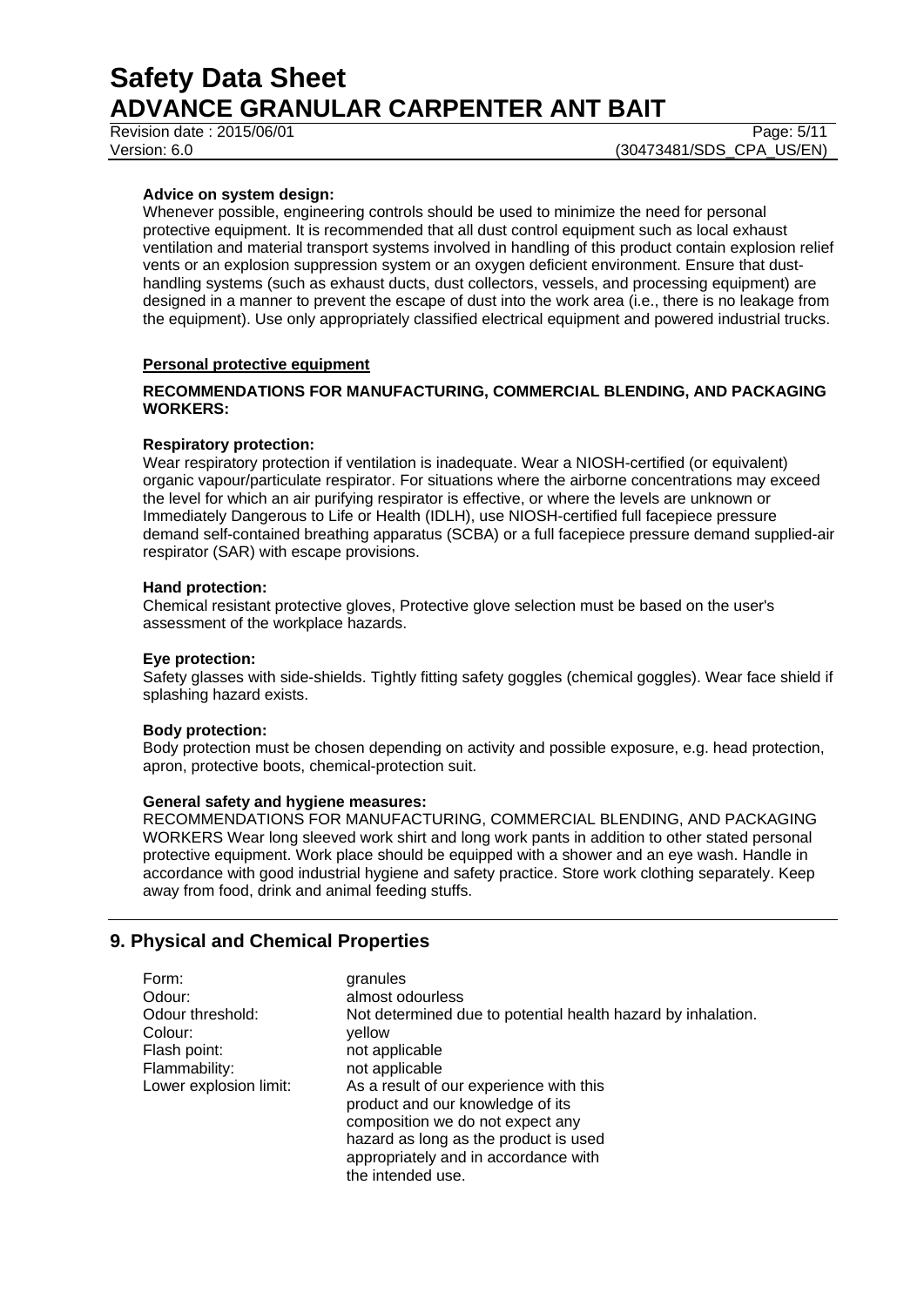**Advice on system design:**
Whenever possible, engineering controls should be used to minimize the need for personal protective equipment. It is recommended that all dust control equipment such as local exhaust ventilation and material transport systems involved in handling of this product contain explosion relief vents or an explosion suppression system or an oxygen deficient environment. Ensure that dust-handling systems (such as exhaust ducts, dust collectors, vessels, and processing equipment) are designed in a manner to prevent the escape of dust into the work area (i.e., there is no leakage from the equipment). Use only appropriately classified electrical equipment and powered industrial trucks.

**Personal protective equipment**

**RECOMMENDATIONS FOR MANUFACTURING, COMMERCIAL BLENDING, AND PACKAGING WORKERS:**

**Respiratory protection:**
Wear respiratory protection if ventilation is inadequate. Wear a NIOSH-certified (or equivalent) organic vapour/particulate respirator. For situations where the airborne concentrations may exceed the level for which an air purifying respirator is effective, or where the levels are unknown or Immediately Dangerous to Life or Health (IDLH), use NIOSH-certified full facepiece pressure demand self-contained breathing apparatus (SCBA) or a full facepiece pressure demand supplied-air respirator (SAR) with escape provisions.

**Hand protection:**
Chemical resistant protective gloves, Protective glove selection must be based on the user's assessment of the workplace hazards.

**Eye protection:**
Safety glasses with side-shields. Tightly fitting safety goggles (chemical goggles). Wear face shield if splashing hazard exists.

**Body protection:**
Body protection must be chosen depending on activity and possible exposure, e.g. head protection, apron, protective boots, chemical-protection suit.

**General safety and hygiene measures:**
RECOMMENDATIONS FOR MANUFACTURING, COMMERCIAL BLENDING, AND PACKAGING WORKERS Wear long sleeved work shirt and long work pants in addition to other stated personal protective equipment. Work place should be equipped with a shower and an eye wash. Handle in accordance with good industrial hygiene and safety practice. Store work clothing separately. Keep away from food, drink and animal feeding stuffs.

## 9. Physical and Chemical Properties

| | |
|---|---|
| Form: | granules |
| Odour: | almost odourless |
| Odour threshold: | Not determined due to potential health hazard by inhalation. |
| Colour: | yellow |
| Flash point: | not applicable |
| Flammability: | not applicable |
| Lower explosion limit: | As a result of our experience with this product and our knowledge of its composition we do not expect any hazard as long as the product is used appropriately and in accordance with the intended use. |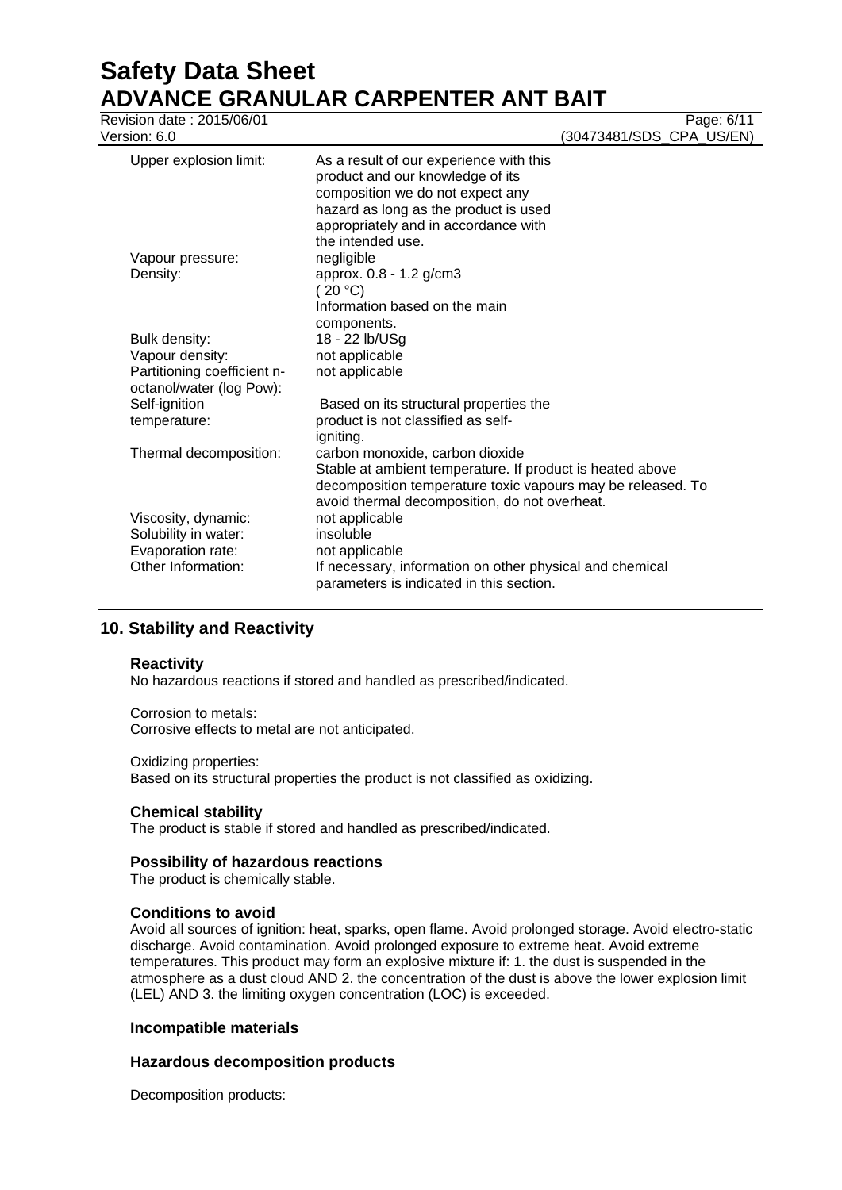| | |
|---|---|
| Upper explosion limit: | As a result of our experience with this product and our knowledge of its composition we do not expect any hazard as long as the product is used appropriately and in accordance with the intended use. |
| Vapour pressure: | negligible |
| Density: | approx. 0.8 - 1.2 g/cm3 ( 20 °C) Information based on the main components. |
| Bulk density: | 18 - 22 lb/USg |
| Vapour density: | not applicable |
| Partitioning coefficient n-octanol/water (log Pow): | not applicable |
| Self-ignition temperature: | Based on its structural properties the product is not classified as self-igniting. |
| Thermal decomposition: | carbon monoxide, carbon dioxide Stable at ambient temperature. If product is heated above decomposition temperature toxic vapours may be released. To avoid thermal decomposition, do not overheat. |
| Viscosity, dynamic: | not applicable |
| Solubility in water: | insoluble |
| Evaporation rate: | not applicable |
| Other Information: | If necessary, information on other physical and chemical parameters is indicated in this section. |

## 10. Stability and Reactivity

### Reactivity

No hazardous reactions if stored and handled as prescribed/indicated.

Corrosion to metals:
Corrosive effects to metal are not anticipated.

Oxidizing properties:
Based on its structural properties the product is not classified as oxidizing.

### Chemical stability

The product is stable if stored and handled as prescribed/indicated.

### Possibility of hazardous reactions

The product is chemically stable.

### Conditions to avoid

Avoid all sources of ignition: heat, sparks, open flame. Avoid prolonged storage. Avoid electro-static discharge. Avoid contamination. Avoid prolonged exposure to extreme heat. Avoid extreme temperatures. This product may form an explosive mixture if: 1. the dust is suspended in the atmosphere as a dust cloud AND 2. the concentration of the dust is above the lower explosion limit (LEL) AND 3. the limiting oxygen concentration (LOC) is exceeded.

### Incompatible materials

### Hazardous decomposition products

Decomposition products: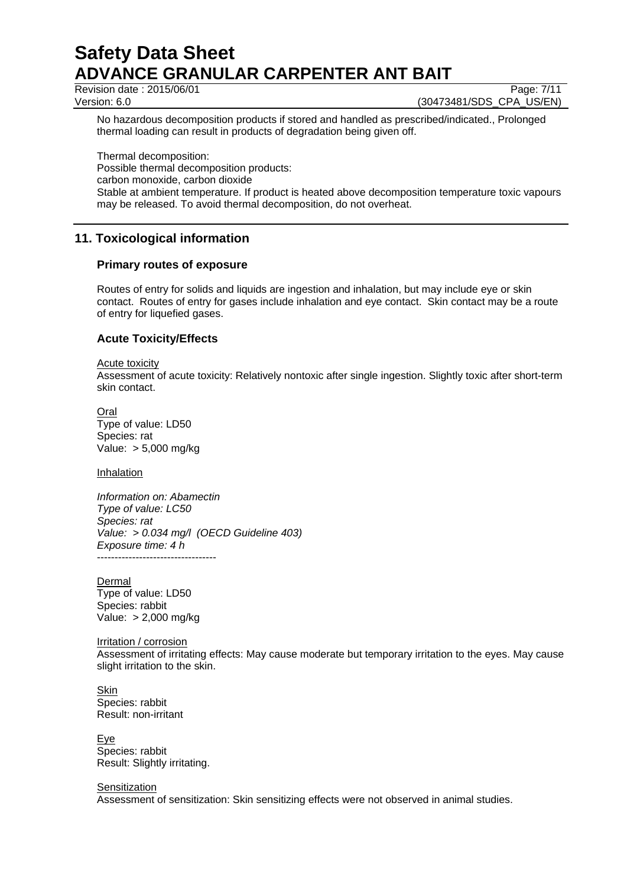No hazardous decomposition products if stored and handled as prescribed/indicated., Prolonged thermal loading can result in products of degradation being given off.

Thermal decomposition:
Possible thermal decomposition products:
carbon monoxide, carbon dioxide
Stable at ambient temperature. If product is heated above decomposition temperature toxic vapours may be released. To avoid thermal decomposition, do not overheat.

## 11. Toxicological information

### Primary routes of exposure

Routes of entry for solids and liquids are ingestion and inhalation, but may include eye or skin contact. Routes of entry for gases include inhalation and eye contact. Skin contact may be a route of entry for liquefied gases.

### Acute Toxicity/Effects

Acute toxicity
Assessment of acute toxicity: Relatively nontoxic after single ingestion. Slightly toxic after short-term skin contact.

Oral
Type of value: LD50
Species: rat
Value: > 5,000 mg/kg

Inhalation

*Information on: Abamectin*
*Type of value: LC50*
*Species: rat*
*Value: > 0.034 mg/l (OECD Guideline 403)*
*Exposure time: 4 h*
----------------------------------

Dermal
Type of value: LD50
Species: rabbit
Value: > 2,000 mg/kg

Irritation / corrosion
Assessment of irritating effects: May cause moderate but temporary irritation to the eyes. May cause slight irritation to the skin.

Skin
Species: rabbit
Result: non-irritant

Eye
Species: rabbit
Result: Slightly irritating.

Sensitization
Assessment of sensitization: Skin sensitizing effects were not observed in animal studies.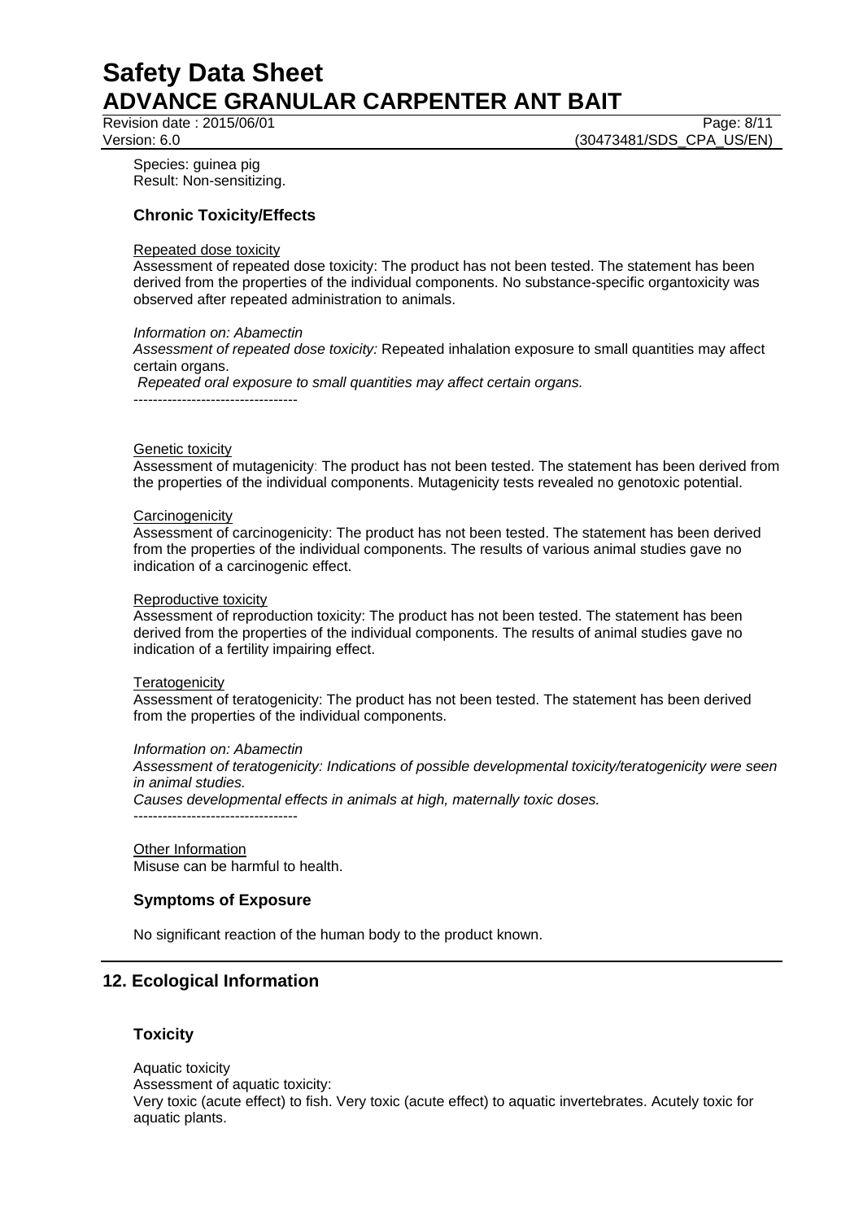Species: guinea pig
Result: Non-sensitizing.

### Chronic Toxicity/Effects

Repeated dose toxicity
Assessment of repeated dose toxicity: The product has not been tested. The statement has been derived from the properties of the individual components. No substance-specific organtoxicity was observed after repeated administration to animals.

*Information on: Abamectin*
*Assessment of repeated dose toxicity:* Repeated inhalation exposure to small quantities may affect certain organs.
*Repeated oral exposure to small quantities may affect certain organs.*
----------------------------------

Genetic toxicity
Assessment of mutagenicity: The product has not been tested. The statement has been derived from the properties of the individual components. Mutagenicity tests revealed no genotoxic potential.

Carcinogenicity
Assessment of carcinogenicity: The product has not been tested. The statement has been derived from the properties of the individual components. The results of various animal studies gave no indication of a carcinogenic effect.

Reproductive toxicity
Assessment of reproduction toxicity: The product has not been tested. The statement has been derived from the properties of the individual components. The results of animal studies gave no indication of a fertility impairing effect.

Teratogenicity
Assessment of teratogenicity: The product has not been tested. The statement has been derived from the properties of the individual components.

*Information on: Abamectin*
*Assessment of teratogenicity: Indications of possible developmental toxicity/teratogenicity were seen in animal studies.*
*Causes developmental effects in animals at high, maternally toxic doses.*
----------------------------------

Other Information
Misuse can be harmful to health.

### Symptoms of Exposure

No significant reaction of the human body to the product known.

## 12. Ecological Information

### Toxicity

Aquatic toxicity
Assessment of aquatic toxicity:
Very toxic (acute effect) to fish. Very toxic (acute effect) to aquatic invertebrates. Acutely toxic for aquatic plants.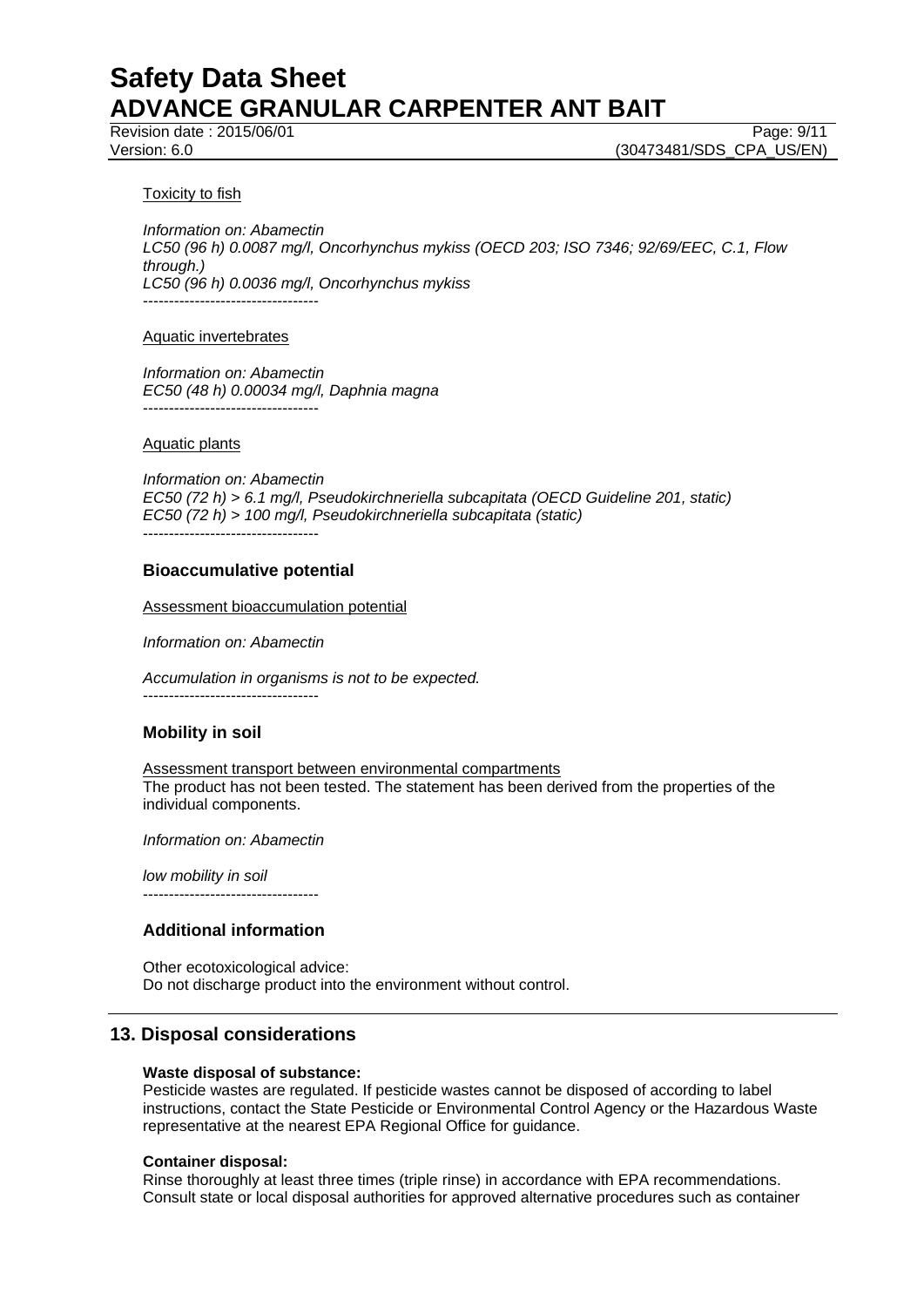Toxicity to fish

*Information on: Abamectin*
*LC50 (96 h) 0.0087 mg/l, Oncorhynchus mykiss (OECD 203; ISO 7346; 92/69/EEC, C.1, Flow through.)*
*LC50 (96 h) 0.0036 mg/l, Oncorhynchus mykiss*
----------------------------------

Aquatic invertebrates

*Information on: Abamectin*
*EC50 (48 h) 0.00034 mg/l, Daphnia magna*
----------------------------------

Aquatic plants

*Information on: Abamectin*
*EC50 (72 h) > 6.1 mg/l, Pseudokirchneriella subcapitata (OECD Guideline 201, static)*
*EC50 (72 h) > 100 mg/l, Pseudokirchneriella subcapitata (static)*
----------------------------------

### Bioaccumulative potential

Assessment bioaccumulation potential

*Information on: Abamectin*

*Accumulation in organisms is not to be expected.*
----------------------------------

### Mobility in soil

Assessment transport between environmental compartments
The product has not been tested. The statement has been derived from the properties of the individual components.

*Information on: Abamectin*

*low mobility in soil*
----------------------------------

### Additional information

Other ecotoxicological advice:
Do not discharge product into the environment without control.

## 13. Disposal considerations

**Waste disposal of substance:**
Pesticide wastes are regulated. If pesticide wastes cannot be disposed of according to label instructions, contact the State Pesticide or Environmental Control Agency or the Hazardous Waste representative at the nearest EPA Regional Office for guidance.

**Container disposal:**
Rinse thoroughly at least three times (triple rinse) in accordance with EPA recommendations. Consult state or local disposal authorities for approved alternative procedures such as container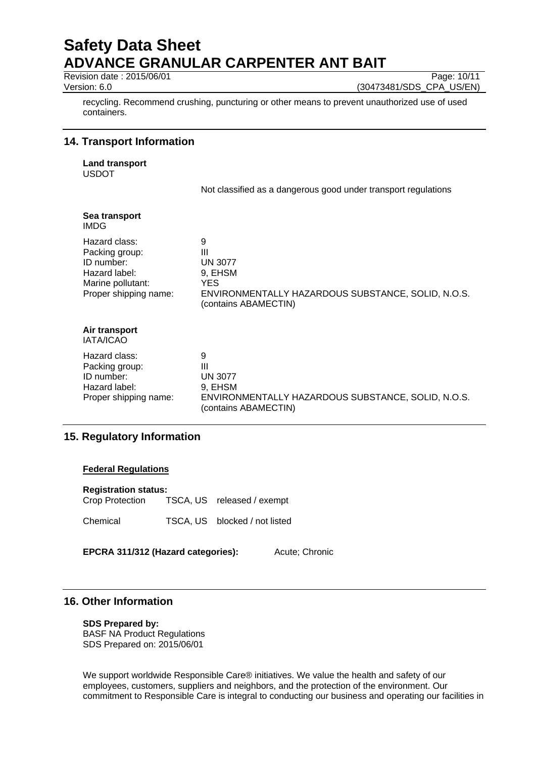recycling. Recommend crushing, puncturing or other means to prevent unauthorized use of used containers.

## 14. Transport Information

**Land transport**
USDOT

Not classified as a dangerous good under transport regulations

**Sea transport**
IMDG

| | |
|---|---|
| Hazard class: | 9 |
| Packing group: | III |
| ID number: | UN 3077 |
| Hazard label: | 9, EHSM |
| Marine pollutant: | YES |
| Proper shipping name: | ENVIRONMENTALLY HAZARDOUS SUBSTANCE, SOLID, N.O.S. (contains ABAMECTIN) |

**Air transport**
IATA/ICAO

| | |
|---|---|
| Hazard class: | 9 |
| Packing group: | III |
| ID number: | UN 3077 |
| Hazard label: | 9, EHSM |
| Proper shipping name: | ENVIRONMENTALLY HAZARDOUS SUBSTANCE, SOLID, N.O.S. (contains ABAMECTIN) |

## 15. Regulatory Information

**Federal Regulations**

**Registration status:**

| | | |
|---|---|---|
| Crop Protection | TSCA, US | released / exempt |
| Chemical | TSCA, US | blocked / not listed |

**EPCRA 311/312 (Hazard categories):** Acute; Chronic

## 16. Other Information

**SDS Prepared by:**
BASF NA Product Regulations
SDS Prepared on: 2015/06/01

We support worldwide Responsible Care® initiatives. We value the health and safety of our employees, customers, suppliers and neighbors, and the protection of the environment. Our commitment to Responsible Care is integral to conducting our business and operating our facilities in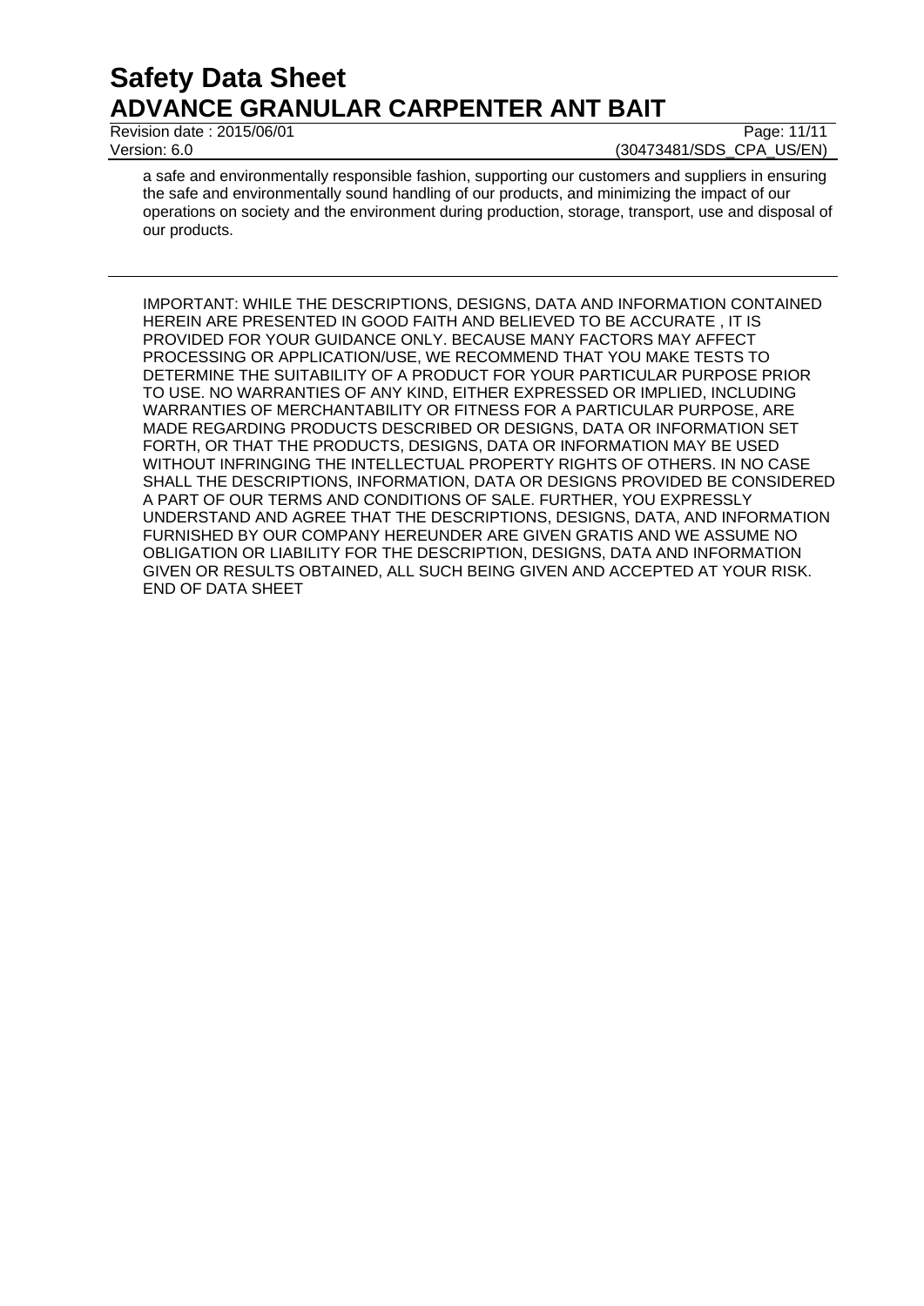a safe and environmentally responsible fashion, supporting our customers and suppliers in ensuring the safe and environmentally sound handling of our products, and minimizing the impact of our operations on society and the environment during production, storage, transport, use and disposal of our products.

---

IMPORTANT: WHILE THE DESCRIPTIONS, DESIGNS, DATA AND INFORMATION CONTAINED HEREIN ARE PRESENTED IN GOOD FAITH AND BELIEVED TO BE ACCURATE , IT IS PROVIDED FOR YOUR GUIDANCE ONLY. BECAUSE MANY FACTORS MAY AFFECT PROCESSING OR APPLICATION/USE, WE RECOMMEND THAT YOU MAKE TESTS TO DETERMINE THE SUITABILITY OF A PRODUCT FOR YOUR PARTICULAR PURPOSE PRIOR TO USE. NO WARRANTIES OF ANY KIND, EITHER EXPRESSED OR IMPLIED, INCLUDING WARRANTIES OF MERCHANTABILITY OR FITNESS FOR A PARTICULAR PURPOSE, ARE MADE REGARDING PRODUCTS DESCRIBED OR DESIGNS, DATA OR INFORMATION SET FORTH, OR THAT THE PRODUCTS, DESIGNS, DATA OR INFORMATION MAY BE USED WITHOUT INFRINGING THE INTELLECTUAL PROPERTY RIGHTS OF OTHERS. IN NO CASE SHALL THE DESCRIPTIONS, INFORMATION, DATA OR DESIGNS PROVIDED BE CONSIDERED A PART OF OUR TERMS AND CONDITIONS OF SALE. FURTHER, YOU EXPRESSLY UNDERSTAND AND AGREE THAT THE DESCRIPTIONS, DESIGNS, DATA, AND INFORMATION FURNISHED BY OUR COMPANY HEREUNDER ARE GIVEN GRATIS AND WE ASSUME NO OBLIGATION OR LIABILITY FOR THE DESCRIPTION, DESIGNS, DATA AND INFORMATION GIVEN OR RESULTS OBTAINED, ALL SUCH BEING GIVEN AND ACCEPTED AT YOUR RISK.
END OF DATA SHEET